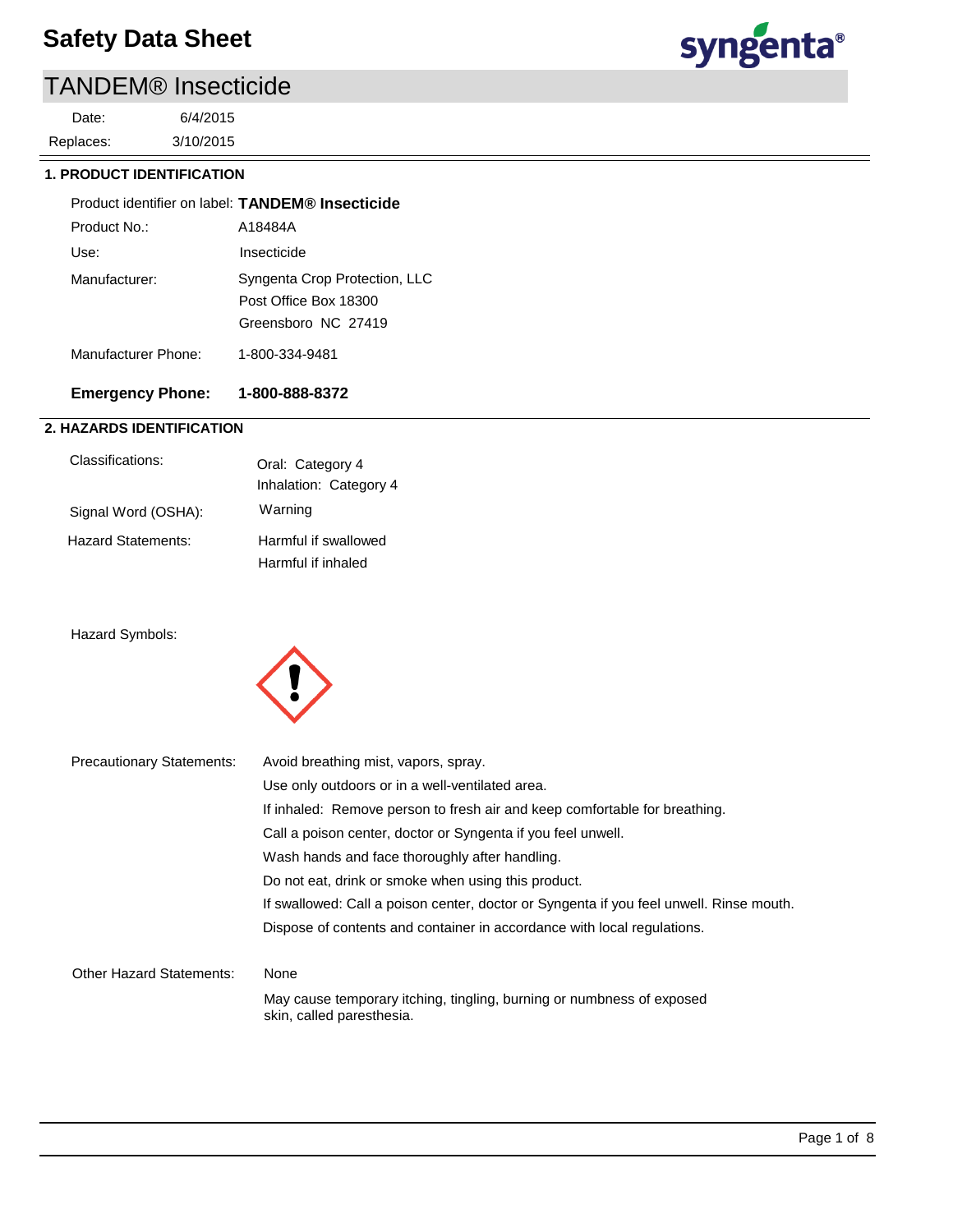# Safety Data Sheet

## TANDEM® Insecticide

Date: 6/4/2015

Replaces: 3/10/2015

### 1. PRODUCT IDENTIFICATION

Product identifier on label: **TANDEM® Insecticide**

Product No.: A18484A

Use: Insecticide

Manufacturer: Syngenta Crop Protection, LLC
Post Office Box 18300
Greensboro NC 27419

Manufacturer Phone: 1-800-334-9481

**Emergency Phone: 1-800-888-8372**

### 2. HAZARDS IDENTIFICATION

Classifications: Oral: Category 4
Inhalation: Category 4

Signal Word (OSHA): Warning

Hazard Statements: Harmful if swallowed
Harmful if inhaled

Hazard Symbols:

Precautionary Statements: Avoid breathing mist, vapors, spray.
Use only outdoors or in a well-ventilated area.
If inhaled: Remove person to fresh air and keep comfortable for breathing.
Call a poison center, doctor or Syngenta if you feel unwell.
Wash hands and face thoroughly after handling.
Do not eat, drink or smoke when using this product.
If swallowed: Call a poison center, doctor or Syngenta if you feel unwell. Rinse mouth.
Dispose of contents and container in accordance with local regulations.

Other Hazard Statements: None
May cause temporary itching, tingling, burning or numbness of exposed skin, called paresthesia.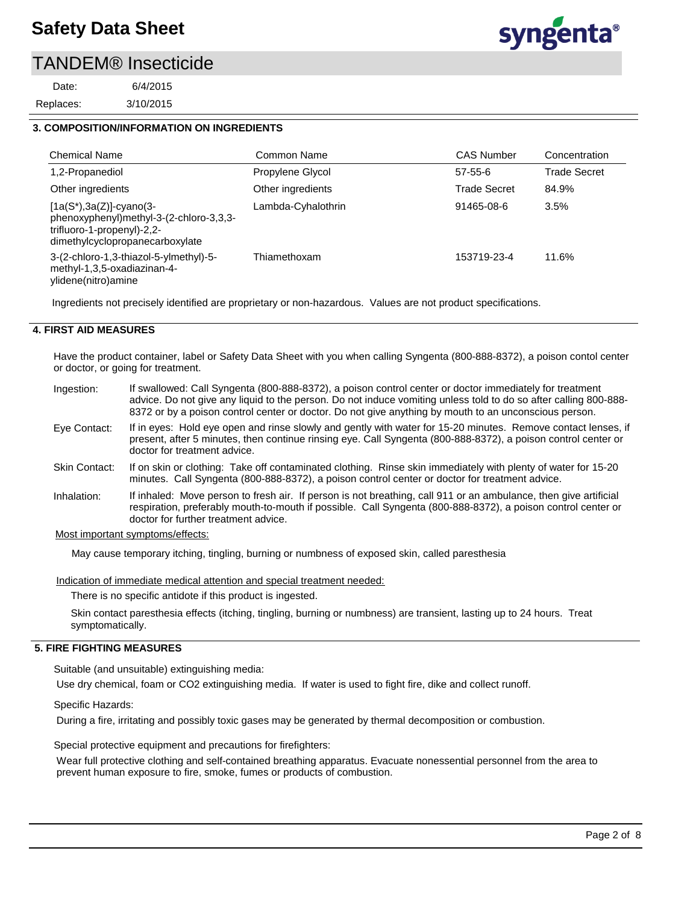## 3. COMPOSITION/INFORMATION ON INGREDIENTS

| Chemical Name | Common Name | CAS Number | Concentration |
|---|---|---|---|
| 1,2-Propanediol | Propylene Glycol | 57-55-6 | Trade Secret |
| Other ingredients | Other ingredients | Trade Secret | 84.9% |
| [1a(S*),3a(Z)]-cyano(3-phenoxyphenyl)methyl-3-(2-chloro-3,3,3-trifluoro-1-propenyl)-2,2-dimethylcyclopropanecarboxylate | Lambda-Cyhalothrin | 91465-08-6 | 3.5% |
| 3-(2-chloro-1,3-thiazol-5-ylmethyl)-5-methyl-1,3,5-oxadiazinan-4-ylidene(nitro)amine | Thiamethoxam | 153719-23-4 | 11.6% |

Ingredients not precisely identified are proprietary or non-hazardous. Values are not product specifications.

## 4. FIRST AID MEASURES

Have the product container, label or Safety Data Sheet with you when calling Syngenta (800-888-8372), a poison contol center or doctor, or going for treatment.

**Ingestion:** If swallowed: Call Syngenta (800-888-8372), a poison control center or doctor immediately for treatment advice. Do not give any liquid to the person. Do not induce vomiting unless told to do so after calling 800-888-8372 or by a poison control center or doctor. Do not give anything by mouth to an unconscious person.

**Eye Contact:** If in eyes: Hold eye open and rinse slowly and gently with water for 15-20 minutes. Remove contact lenses, if present, after 5 minutes, then continue rinsing eye. Call Syngenta (800-888-8372), a poison control center or doctor for treatment advice.

**Skin Contact:** If on skin or clothing: Take off contaminated clothing. Rinse skin immediately with plenty of water for 15-20 minutes. Call Syngenta (800-888-8372), a poison control center or doctor for treatment advice.

**Inhalation:** If inhaled: Move person to fresh air. If person is not breathing, call 911 or an ambulance, then give artificial respiration, preferably mouth-to-mouth if possible. Call Syngenta (800-888-8372), a poison control center or doctor for further treatment advice.

Most important symptoms/effects:

May cause temporary itching, tingling, burning or numbness of exposed skin, called paresthesia

Indication of immediate medical attention and special treatment needed:

There is no specific antidote if this product is ingested.

Skin contact paresthesia effects (itching, tingling, burning or numbness) are transient, lasting up to 24 hours. Treat symptomatically.

## 5. FIRE FIGHTING MEASURES

Suitable (and unsuitable) extinguishing media:

Use dry chemical, foam or CO2 extinguishing media. If water is used to fight fire, dike and collect runoff.

Specific Hazards:

During a fire, irritating and possibly toxic gases may be generated by thermal decomposition or combustion.

Special protective equipment and precautions for firefighters:

Wear full protective clothing and self-contained breathing apparatus. Evacuate nonessential personnel from the area to prevent human exposure to fire, smoke, fumes or products of combustion.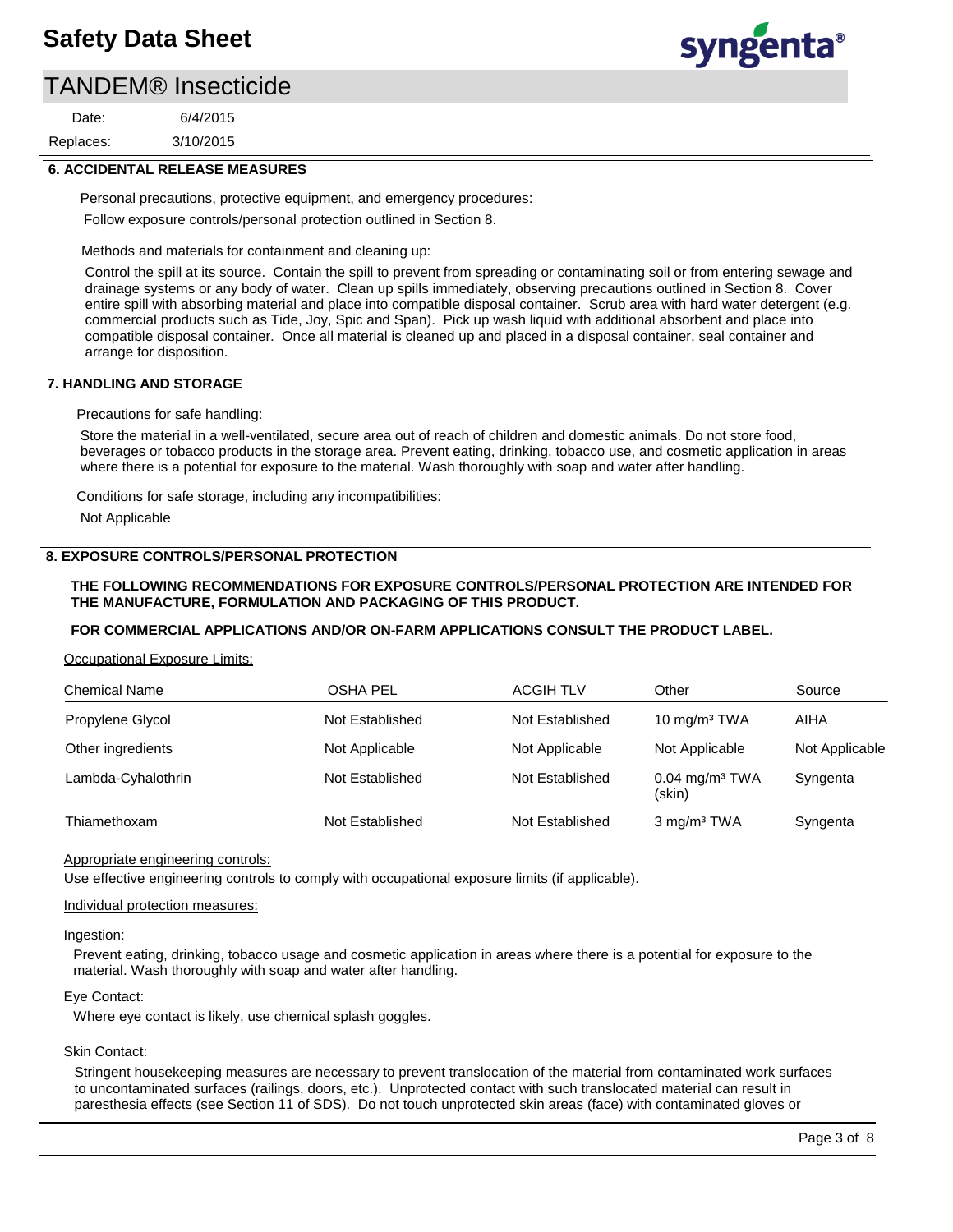## 6. ACCIDENTAL RELEASE MEASURES

Personal precautions, protective equipment, and emergency procedures:

Follow exposure controls/personal protection outlined in Section 8.

Methods and materials for containment and cleaning up:

Control the spill at its source. Contain the spill to prevent from spreading or contaminating soil or from entering sewage and drainage systems or any body of water. Clean up spills immediately, observing precautions outlined in Section 8. Cover entire spill with absorbing material and place into compatible disposal container. Scrub area with hard water detergent (e.g. commercial products such as Tide, Joy, Spic and Span). Pick up wash liquid with additional absorbent and place into compatible disposal container. Once all material is cleaned up and placed in a disposal container, seal container and arrange for disposition.

## 7. HANDLING AND STORAGE

Precautions for safe handling:

Store the material in a well-ventilated, secure area out of reach of children and domestic animals. Do not store food, beverages or tobacco products in the storage area. Prevent eating, drinking, tobacco use, and cosmetic application in areas where there is a potential for exposure to the material. Wash thoroughly with soap and water after handling.

Conditions for safe storage, including any incompatibilities:

Not Applicable

## 8. EXPOSURE CONTROLS/PERSONAL PROTECTION

**THE FOLLOWING RECOMMENDATIONS FOR EXPOSURE CONTROLS/PERSONAL PROTECTION ARE INTENDED FOR THE MANUFACTURE, FORMULATION AND PACKAGING OF THIS PRODUCT.**

**FOR COMMERCIAL APPLICATIONS AND/OR ON-FARM APPLICATIONS CONSULT THE PRODUCT LABEL.**

Occupational Exposure Limits:

| Chemical Name | OSHA PEL | ACGIH TLV | Other | Source |
|---|---|---|---|---|
| Propylene Glycol | Not Established | Not Established | 10 mg/m³ TWA | AIHA |
| Other ingredients | Not Applicable | Not Applicable | Not Applicable | Not Applicable |
| Lambda-Cyhalothrin | Not Established | Not Established | 0.04 mg/m³ TWA (skin) | Syngenta |
| Thiamethoxam | Not Established | Not Established | 3 mg/m³ TWA | Syngenta |

Appropriate engineering controls:

Use effective engineering controls to comply with occupational exposure limits (if applicable).

Individual protection measures:

Ingestion:

Prevent eating, drinking, tobacco usage and cosmetic application in areas where there is a potential for exposure to the material. Wash thoroughly with soap and water after handling.

Eye Contact:

Where eye contact is likely, use chemical splash goggles.

Skin Contact:

Stringent housekeeping measures are necessary to prevent translocation of the material from contaminated work surfaces to uncontaminated surfaces (railings, doors, etc.). Unprotected contact with such translocated material can result in paresthesia effects (see Section 11 of SDS). Do not touch unprotected skin areas (face) with contaminated gloves or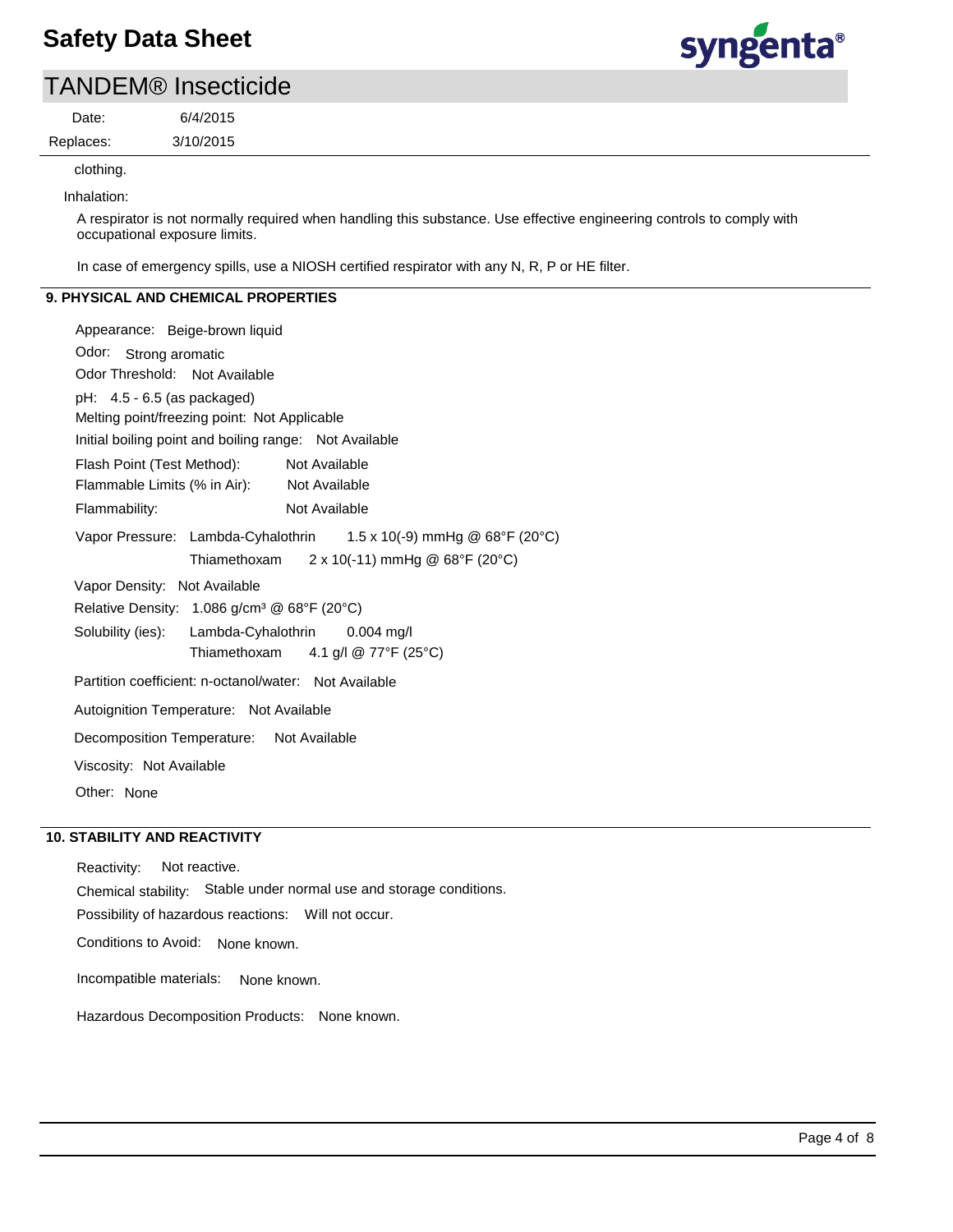clothing.

Inhalation:

A respirator is not normally required when handling this substance. Use effective engineering controls to comply with occupational exposure limits.

In case of emergency spills, use a NIOSH certified respirator with any N, R, P or HE filter.

## 9. PHYSICAL AND CHEMICAL PROPERTIES

Appearance: Beige-brown liquid

Odor: Strong aromatic

Odor Threshold: Not Available

pH: 4.5 - 6.5 (as packaged)

Melting point/freezing point: Not Applicable

Initial boiling point and boiling range: Not Available

Flash Point (Test Method): Not Available

Flammable Limits (% in Air): Not Available

Flammability: Not Available

Vapor Pressure:
- Lambda-Cyhalothrin $1.5 \times 10^{-9}$ mmHg @ 68°F (20°C)
- Thiamethoxam $2 \times 10^{-11}$ mmHg @ 68°F (20°C)

Vapor Density: Not Available

Relative Density: 1.086 g/cm³ @ 68°F (20°C)

Solubility (ies):
- Lambda-Cyhalothrin 0.004 mg/l
- Thiamethoxam 4.1 g/l @ 77°F (25°C)

Partition coefficient: n-octanol/water: Not Available

Autoignition Temperature: Not Available

Decomposition Temperature: Not Available

Viscosity: Not Available

Other: None

## 10. STABILITY AND REACTIVITY

Reactivity: Not reactive.

Chemical stability: Stable under normal use and storage conditions.

Possibility of hazardous reactions: Will not occur.

Conditions to Avoid: None known.

Incompatible materials: None known.

Hazardous Decomposition Products: None known.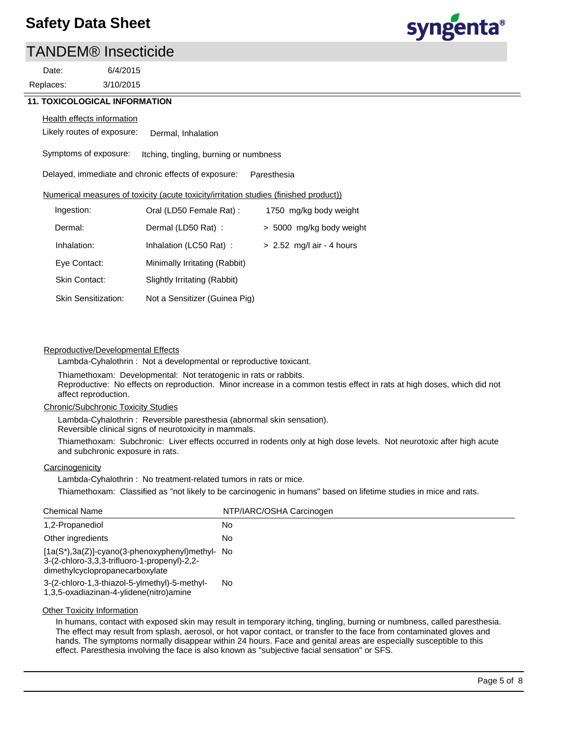Date: 6/4/2015

Replaces: 3/10/2015

## 11. TOXICOLOGICAL INFORMATION

Health effects information

Likely routes of exposure: Dermal, Inhalation

Symptoms of exposure: Itching, tingling, burning or numbness

Delayed, immediate and chronic effects of exposure: Paresthesia

Numerical measures of toxicity (acute toxicity/irritation studies (finished product))

| | | |
|---|---|---|
| Ingestion: | Oral (LD50 Female Rat) : | 1750 mg/kg body weight |
| Dermal: | Dermal (LD50 Rat) : | > 5000 mg/kg body weight |
| Inhalation: | Inhalation (LC50 Rat) : | > 2.52 mg/l air - 4 hours |
| Eye Contact: | Minimally Irritating (Rabbit) | |
| Skin Contact: | Slightly Irritating (Rabbit) | |
| Skin Sensitization: | Not a Sensitizer (Guinea Pig) | |

Reproductive/Developmental Effects

Lambda-Cyhalothrin : Not a developmental or reproductive toxicant.

Thiamethoxam: Developmental: Not teratogenic in rats or rabbits.
Reproductive: No effects on reproduction. Minor increase in a common testis effect in rats at high doses, which did not affect reproduction.

Chronic/Subchronic Toxicity Studies

Lambda-Cyhalothrin : Reversible paresthesia (abnormal skin sensation).
Reversible clinical signs of neurotoxicity in mammals.

Thiamethoxam: Subchronic: Liver effects occurred in rodents only at high dose levels. Not neurotoxic after high acute and subchronic exposure in rats.

Carcinogenicity

Lambda-Cyhalothrin : No treatment-related tumors in rats or mice.

Thiamethoxam: Classified as "not likely to be carcinogenic in humans" based on lifetime studies in mice and rats.

| Chemical Name | NTP/IARC/OSHA Carcinogen |
|---|---|
| 1,2-Propanediol | No |
| Other ingredients | No |
| [1a(S*),3a(Z)]-cyano(3-phenoxyphenyl)methyl-3-(2-chloro-3,3,3-trifluoro-1-propenyl)-2,2-dimethylcyclopropanecarboxylate | No |
| 3-(2-chloro-1,3-thiazol-5-ylmethyl)-5-methyl-1,3,5-oxadiazinan-4-ylidene(nitro)amine | No |

Other Toxicity Information

In humans, contact with exposed skin may result in temporary itching, tingling, burning or numbness, called paresthesia. The effect may result from splash, aerosol, or hot vapor contact, or transfer to the face from contaminated gloves and hands. The symptoms normally disappear within 24 hours. Face and genital areas are especially susceptible to this effect. Paresthesia involving the face is also known as "subjective facial sensation" or SFS.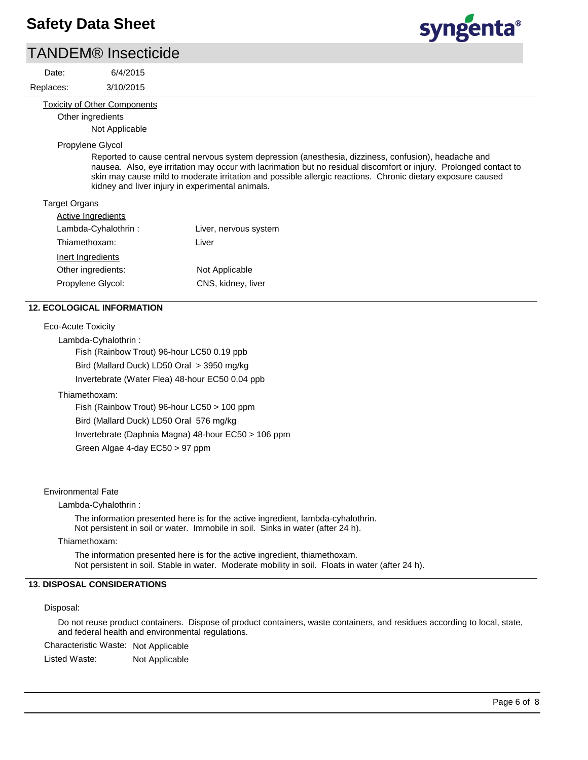Toxicity of Other Components

Other ingredients

Not Applicable

Propylene Glycol

Reported to cause central nervous system depression (anesthesia, dizziness, confusion), headache and nausea. Also, eye irritation may occur with lacrimation but no residual discomfort or injury. Prolonged contact to skin may cause mild to moderate irritation and possible allergic reactions. Chronic dietary exposure caused kidney and liver injury in experimental animals.

Target Organs

| Active Ingredients | |
|---|---|
| Lambda-Cyhalothrin : | Liver, nervous system |
| Thiamethoxam: | Liver |
| **Inert Ingredients** | |
| Other ingredients: | Not Applicable |
| Propylene Glycol: | CNS, kidney, liver |

## 12. ECOLOGICAL INFORMATION

Eco-Acute Toxicity

Lambda-Cyhalothrin :

- Fish (Rainbow Trout) 96-hour LC50 0.19 ppb
- Bird (Mallard Duck) LD50 Oral > 3950 mg/kg
- Invertebrate (Water Flea) 48-hour EC50 0.04 ppb

Thiamethoxam:

- Fish (Rainbow Trout) 96-hour LC50 > 100 ppm
- Bird (Mallard Duck) LD50 Oral 576 mg/kg
- Invertebrate (Daphnia Magna) 48-hour EC50 > 106 ppm
- Green Algae 4-day EC50 > 97 ppm

Environmental Fate

Lambda-Cyhalothrin :

The information presented here is for the active ingredient, lambda-cyhalothrin.
Not persistent in soil or water. Immobile in soil. Sinks in water (after 24 h).

Thiamethoxam:

The information presented here is for the active ingredient, thiamethoxam.
Not persistent in soil. Stable in water. Moderate mobility in soil. Floats in water (after 24 h).

## 13. DISPOSAL CONSIDERATIONS

Disposal:

Do not reuse product containers. Dispose of product containers, waste containers, and residues according to local, state, and federal health and environmental regulations.

Characteristic Waste: Not Applicable

Listed Waste: Not Applicable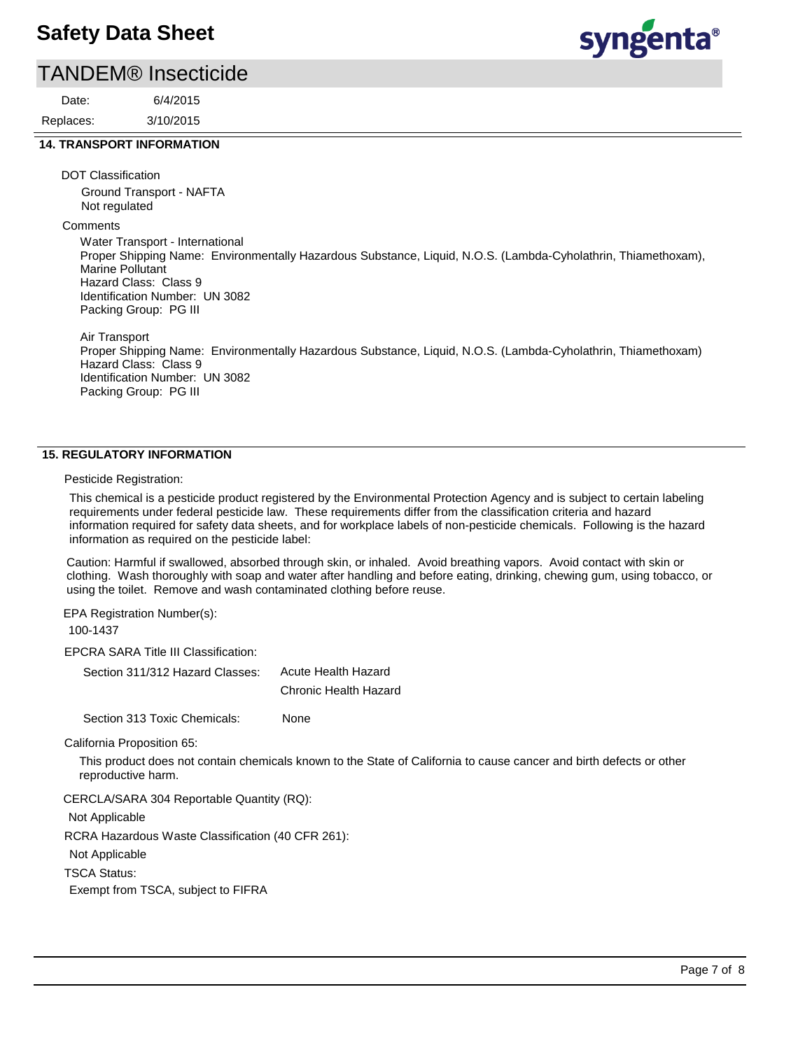## 14. TRANSPORT INFORMATION

DOT Classification

Ground Transport - NAFTA
Not regulated

Comments

Water Transport - International
Proper Shipping Name: Environmentally Hazardous Substance, Liquid, N.O.S. (Lambda-Cyholathrin, Thiamethoxam), Marine Pollutant
Hazard Class: Class 9
Identification Number: UN 3082
Packing Group: PG III

Air Transport
Proper Shipping Name: Environmentally Hazardous Substance, Liquid, N.O.S. (Lambda-Cyholathrin, Thiamethoxam)
Hazard Class: Class 9
Identification Number: UN 3082
Packing Group: PG III

## 15. REGULATORY INFORMATION

Pesticide Registration:

This chemical is a pesticide product registered by the Environmental Protection Agency and is subject to certain labeling requirements under federal pesticide law. These requirements differ from the classification criteria and hazard information required for safety data sheets, and for workplace labels of non-pesticide chemicals. Following is the hazard information as required on the pesticide label:

Caution: Harmful if swallowed, absorbed through skin, or inhaled. Avoid breathing vapors. Avoid contact with skin or clothing. Wash thoroughly with soap and water after handling and before eating, drinking, chewing gum, using tobacco, or using the toilet. Remove and wash contaminated clothing before reuse.

EPA Registration Number(s):

100-1437

EPCRA SARA Title III Classification:

| | |
|---|---|
| Section 311/312 Hazard Classes: | Acute Health Hazard |
| | Chronic Health Hazard |
| Section 313 Toxic Chemicals: | None |

California Proposition 65:

This product does not contain chemicals known to the State of California to cause cancer and birth defects or other reproductive harm.

CERCLA/SARA 304 Reportable Quantity (RQ):

Not Applicable

RCRA Hazardous Waste Classification (40 CFR 261):

Not Applicable

TSCA Status:

Exempt from TSCA, subject to FIFRA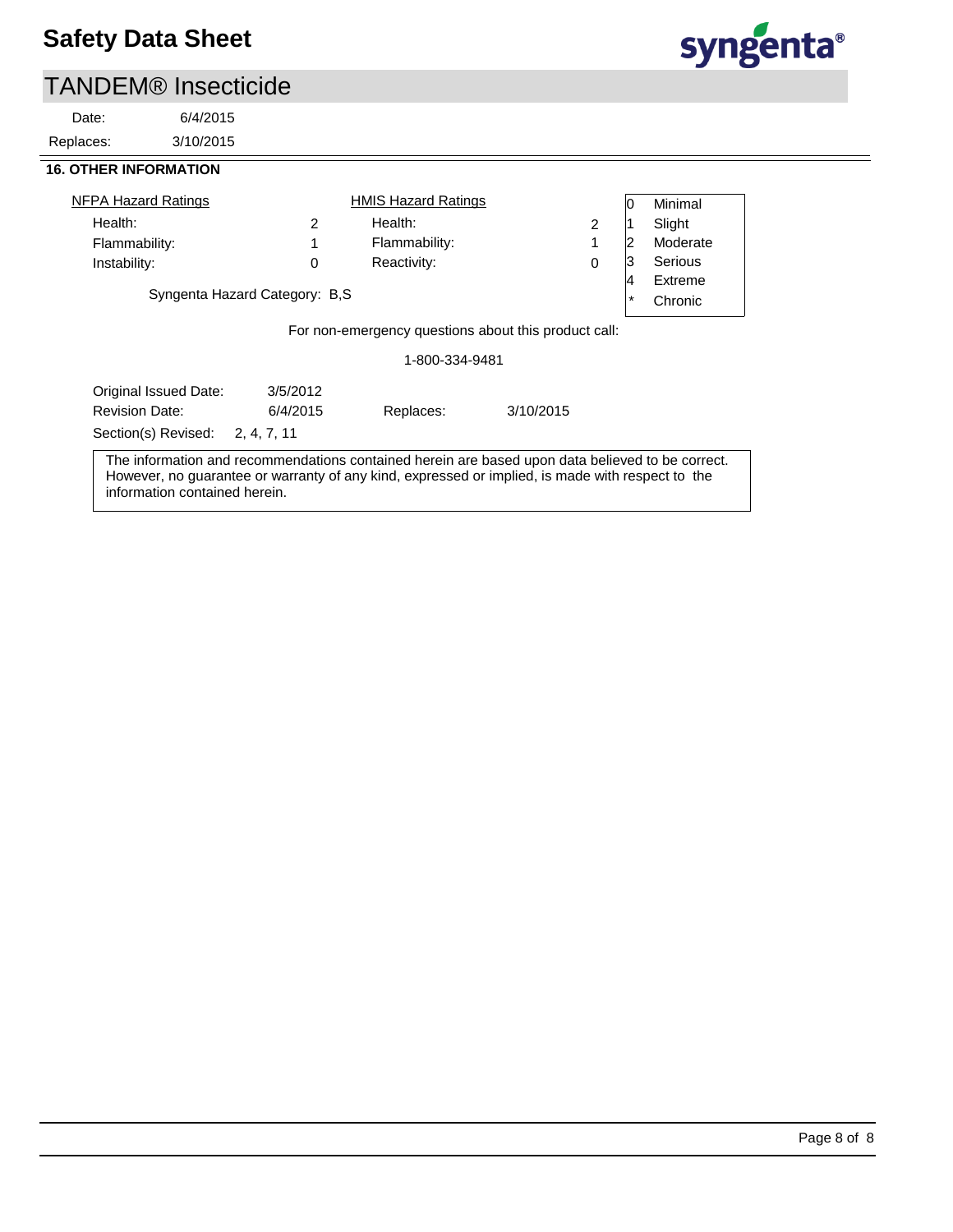## 16. OTHER INFORMATION

| NFPA Hazard Ratings | | HMIS Hazard Ratings | | | |
|---|---|---|---|---|---|
| Health: | 2 | Health: | 2 | 0 | Minimal |
| Flammability: | 1 | Flammability: | 1 | 1 | Slight |
| Instability: | 0 | Reactivity: | 0 | 2 | Moderate |
| | | | | 3 | Serious |
| | | | | 4 | Extreme |
| | | | | * | Chronic |

Syngenta Hazard Category: B,S

For non-emergency questions about this product call:

1-800-334-9481

| | | | |
|---|---|---|---|
| Original Issued Date: | 3/5/2012 | | |
| Revision Date: | 6/4/2015 | Replaces: | 3/10/2015 |
| Section(s) Revised: | 2, 4, 7, 11 | | |

The information and recommendations contained herein are based upon data believed to be correct. However, no guarantee or warranty of any kind, expressed or implied, is made with respect to the information contained herein.